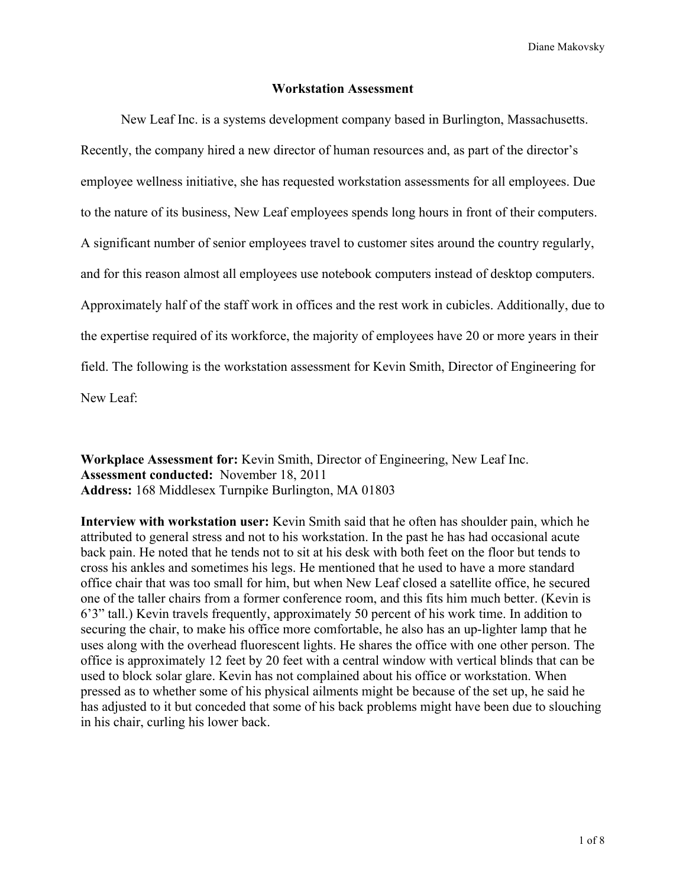# Workstation Assessment

New Leaf Inc. is a systems development company based in Burlington, Massachusetts. Recently, the company hired a new director of human resources and, as part of the director's employee wellness initiative, she has requested workstation assessments for all employees. Due to the nature of its business, New Leaf employees spends long hours in front of their computers. A significant number of senior employees travel to customer sites around the country regularly, and for this reason almost all employees use notebook computers instead of desktop computers. Approximately half of the staff work in offices and the rest work in cubicles. Additionally, due to the expertise required of its workforce, the majority of employees have 20 or more years in their field. The following is the workstation assessment for Kevin Smith, Director of Engineering for New Leaf:

**Workplace Assessment for:** Kevin Smith, Director of Engineering, New Leaf Inc.
**Assessment conducted:** November 18, 2011
**Address:** 168 Middlesex Turnpike Burlington, MA 01803

**Interview with workstation user:** Kevin Smith said that he often has shoulder pain, which he attributed to general stress and not to his workstation. In the past he has had occasional acute back pain. He noted that he tends not to sit at his desk with both feet on the floor but tends to cross his ankles and sometimes his legs. He mentioned that he used to have a more standard office chair that was too small for him, but when New Leaf closed a satellite office, he secured one of the taller chairs from a former conference room, and this fits him much better. (Kevin is 6'3" tall.) Kevin travels frequently, approximately 50 percent of his work time. In addition to securing the chair, to make his office more comfortable, he also has an up-lighter lamp that he uses along with the overhead fluorescent lights. He shares the office with one other person. The office is approximately 12 feet by 20 feet with a central window with vertical blinds that can be used to block solar glare. Kevin has not complained about his office or workstation. When pressed as to whether some of his physical ailments might be because of the set up, he said he has adjusted to it but conceded that some of his back problems might have been due to slouching in his chair, curling his lower back.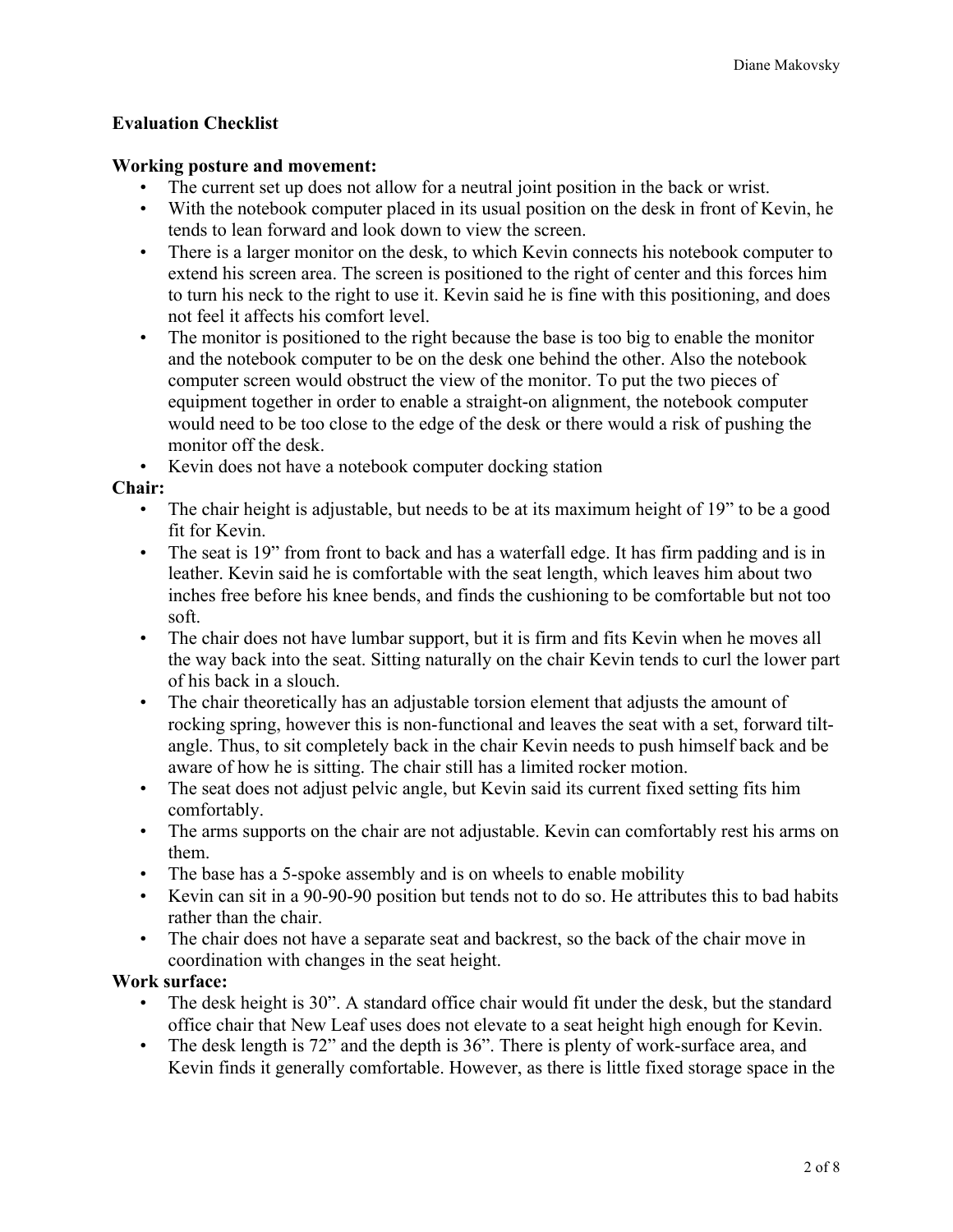**Evaluation Checklist**

**Working posture and movement:**

- The current set up does not allow for a neutral joint position in the back or wrist.
- With the notebook computer placed in its usual position on the desk in front of Kevin, he tends to lean forward and look down to view the screen.
- There is a larger monitor on the desk, to which Kevin connects his notebook computer to extend his screen area. The screen is positioned to the right of center and this forces him to turn his neck to the right to use it. Kevin said he is fine with this positioning, and does not feel it affects his comfort level.
- The monitor is positioned to the right because the base is too big to enable the monitor and the notebook computer to be on the desk one behind the other. Also the notebook computer screen would obstruct the view of the monitor. To put the two pieces of equipment together in order to enable a straight-on alignment, the notebook computer would need to be too close to the edge of the desk or there would a risk of pushing the monitor off the desk.
- Kevin does not have a notebook computer docking station

**Chair:**

- The chair height is adjustable, but needs to be at its maximum height of 19" to be a good fit for Kevin.
- The seat is 19" from front to back and has a waterfall edge. It has firm padding and is in leather. Kevin said he is comfortable with the seat length, which leaves him about two inches free before his knee bends, and finds the cushioning to be comfortable but not too soft.
- The chair does not have lumbar support, but it is firm and fits Kevin when he moves all the way back into the seat. Sitting naturally on the chair Kevin tends to curl the lower part of his back in a slouch.
- The chair theoretically has an adjustable torsion element that adjusts the amount of rocking spring, however this is non-functional and leaves the seat with a set, forward tilt-angle. Thus, to sit completely back in the chair Kevin needs to push himself back and be aware of how he is sitting. The chair still has a limited rocker motion.
- The seat does not adjust pelvic angle, but Kevin said its current fixed setting fits him comfortably.
- The arms supports on the chair are not adjustable. Kevin can comfortably rest his arms on them.
- The base has a 5-spoke assembly and is on wheels to enable mobility
- Kevin can sit in a 90-90-90 position but tends not to do so. He attributes this to bad habits rather than the chair.
- The chair does not have a separate seat and backrest, so the back of the chair move in coordination with changes in the seat height.

**Work surface:**

- The desk height is 30". A standard office chair would fit under the desk, but the standard office chair that New Leaf uses does not elevate to a seat height high enough for Kevin.
- The desk length is 72" and the depth is 36". There is plenty of work-surface area, and Kevin finds it generally comfortable. However, as there is little fixed storage space in the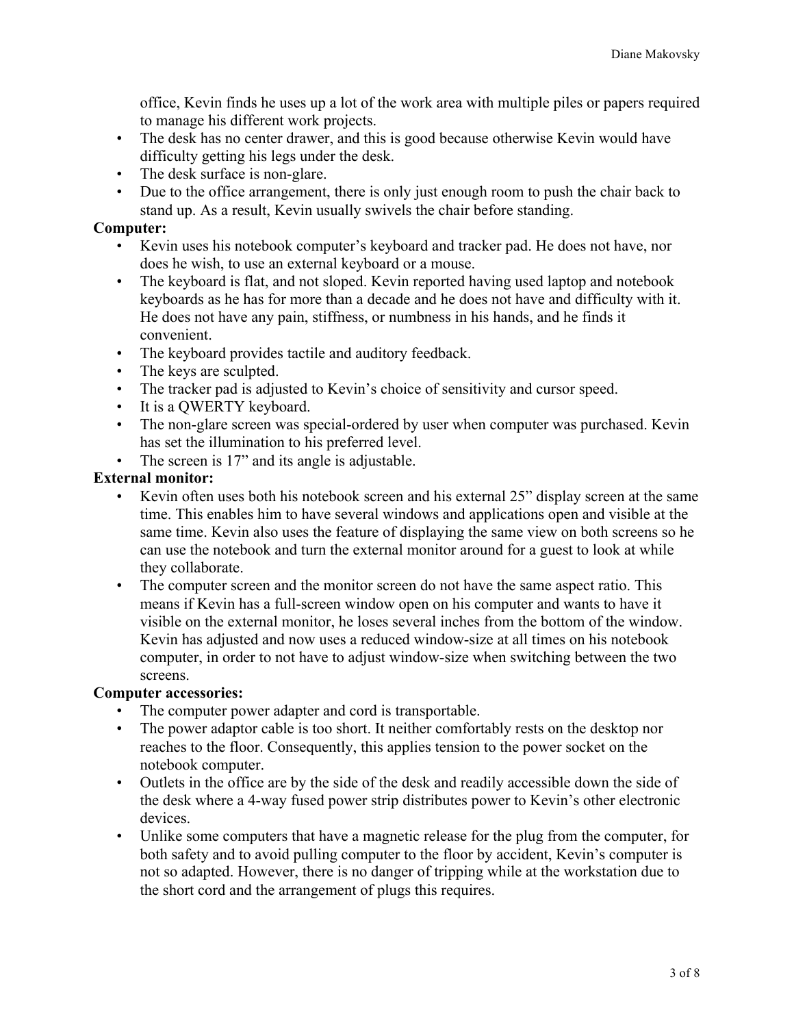office, Kevin finds he uses up a lot of the work area with multiple piles or papers required to manage his different work projects.
- The desk has no center drawer, and this is good because otherwise Kevin would have difficulty getting his legs under the desk.
- The desk surface is non-glare.
- Due to the office arrangement, there is only just enough room to push the chair back to stand up. As a result, Kevin usually swivels the chair before standing.

**Computer:**

- Kevin uses his notebook computer's keyboard and tracker pad. He does not have, nor does he wish, to use an external keyboard or a mouse.
- The keyboard is flat, and not sloped. Kevin reported having used laptop and notebook keyboards as he has for more than a decade and he does not have and difficulty with it. He does not have any pain, stiffness, or numbness in his hands, and he finds it convenient.
- The keyboard provides tactile and auditory feedback.
- The keys are sculpted.
- The tracker pad is adjusted to Kevin's choice of sensitivity and cursor speed.
- It is a QWERTY keyboard.
- The non-glare screen was special-ordered by user when computer was purchased. Kevin has set the illumination to his preferred level.
- The screen is 17" and its angle is adjustable.

**External monitor:**

- Kevin often uses both his notebook screen and his external 25" display screen at the same time. This enables him to have several windows and applications open and visible at the same time. Kevin also uses the feature of displaying the same view on both screens so he can use the notebook and turn the external monitor around for a guest to look at while they collaborate.
- The computer screen and the monitor screen do not have the same aspect ratio. This means if Kevin has a full-screen window open on his computer and wants to have it visible on the external monitor, he loses several inches from the bottom of the window. Kevin has adjusted and now uses a reduced window-size at all times on his notebook computer, in order to not have to adjust window-size when switching between the two screens.

**Computer accessories:**

- The computer power adapter and cord is transportable.
- The power adaptor cable is too short. It neither comfortably rests on the desktop nor reaches to the floor. Consequently, this applies tension to the power socket on the notebook computer.
- Outlets in the office are by the side of the desk and readily accessible down the side of the desk where a 4-way fused power strip distributes power to Kevin's other electronic devices.
- Unlike some computers that have a magnetic release for the plug from the computer, for both safety and to avoid pulling computer to the floor by accident, Kevin's computer is not so adapted. However, there is no danger of tripping while at the workstation due to the short cord and the arrangement of plugs this requires.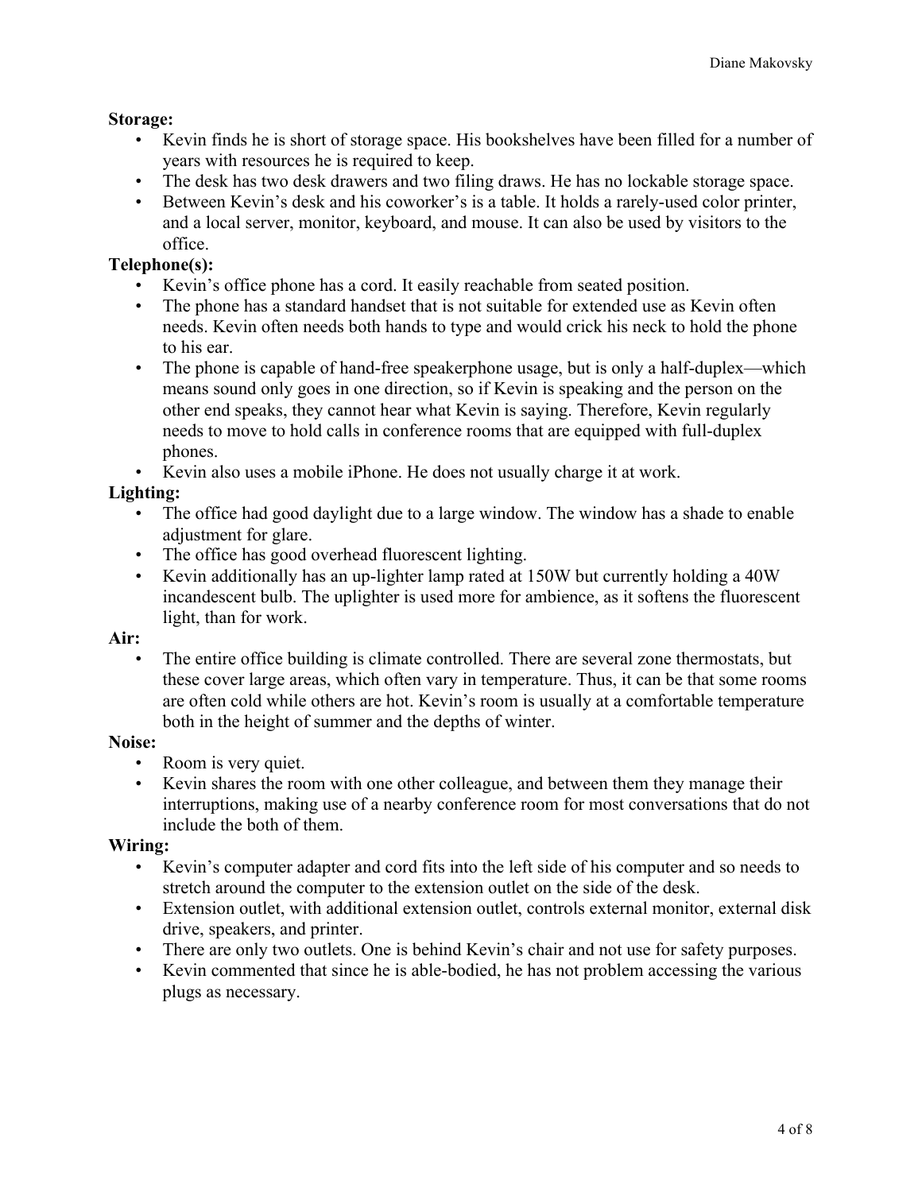**Storage:**

- Kevin finds he is short of storage space. His bookshelves have been filled for a number of years with resources he is required to keep.
- The desk has two desk drawers and two filing draws. He has no lockable storage space.
- Between Kevin's desk and his coworker's is a table. It holds a rarely-used color printer, and a local server, monitor, keyboard, and mouse. It can also be used by visitors to the office.

**Telephone(s):**

- Kevin's office phone has a cord. It easily reachable from seated position.
- The phone has a standard handset that is not suitable for extended use as Kevin often needs. Kevin often needs both hands to type and would crick his neck to hold the phone to his ear.
- The phone is capable of hand-free speakerphone usage, but is only a half-duplex—which means sound only goes in one direction, so if Kevin is speaking and the person on the other end speaks, they cannot hear what Kevin is saying. Therefore, Kevin regularly needs to move to hold calls in conference rooms that are equipped with full-duplex phones.
- Kevin also uses a mobile iPhone. He does not usually charge it at work.

**Lighting:**

- The office had good daylight due to a large window. The window has a shade to enable adjustment for glare.
- The office has good overhead fluorescent lighting.
- Kevin additionally has an up-lighter lamp rated at 150W but currently holding a 40W incandescent bulb. The uplighter is used more for ambience, as it softens the fluorescent light, than for work.

**Air:**

- The entire office building is climate controlled. There are several zone thermostats, but these cover large areas, which often vary in temperature. Thus, it can be that some rooms are often cold while others are hot. Kevin's room is usually at a comfortable temperature both in the height of summer and the depths of winter.

**Noise:**

- Room is very quiet.
- Kevin shares the room with one other colleague, and between them they manage their interruptions, making use of a nearby conference room for most conversations that do not include the both of them.

**Wiring:**

- Kevin's computer adapter and cord fits into the left side of his computer and so needs to stretch around the computer to the extension outlet on the side of the desk.
- Extension outlet, with additional extension outlet, controls external monitor, external disk drive, speakers, and printer.
- There are only two outlets. One is behind Kevin's chair and not use for safety purposes.
- Kevin commented that since he is able-bodied, he has not problem accessing the various plugs as necessary.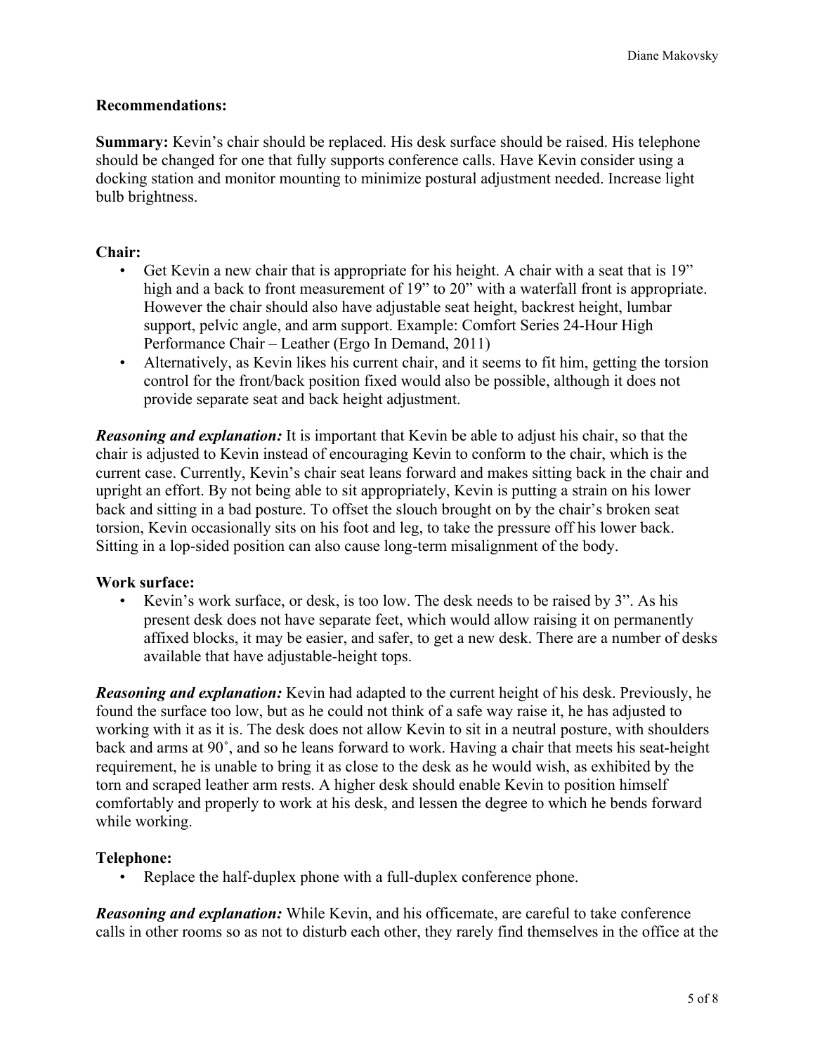**Recommendations:**

**Summary:** Kevin's chair should be replaced. His desk surface should be raised. His telephone should be changed for one that fully supports conference calls. Have Kevin consider using a docking station and monitor mounting to minimize postural adjustment needed. Increase light bulb brightness.

**Chair:**

- Get Kevin a new chair that is appropriate for his height. A chair with a seat that is 19" high and a back to front measurement of 19" to 20" with a waterfall front is appropriate. However the chair should also have adjustable seat height, backrest height, lumbar support, pelvic angle, and arm support. Example: Comfort Series 24-Hour High Performance Chair – Leather (Ergo In Demand, 2011)
- Alternatively, as Kevin likes his current chair, and it seems to fit him, getting the torsion control for the front/back position fixed would also be possible, although it does not provide separate seat and back height adjustment.

***Reasoning and explanation:*** It is important that Kevin be able to adjust his chair, so that the chair is adjusted to Kevin instead of encouraging Kevin to conform to the chair, which is the current case. Currently, Kevin's chair seat leans forward and makes sitting back in the chair and upright an effort. By not being able to sit appropriately, Kevin is putting a strain on his lower back and sitting in a bad posture. To offset the slouch brought on by the chair's broken seat torsion, Kevin occasionally sits on his foot and leg, to take the pressure off his lower back. Sitting in a lop-sided position can also cause long-term misalignment of the body.

**Work surface:**

- Kevin's work surface, or desk, is too low. The desk needs to be raised by 3". As his present desk does not have separate feet, which would allow raising it on permanently affixed blocks, it may be easier, and safer, to get a new desk. There are a number of desks available that have adjustable-height tops.

***Reasoning and explanation:*** Kevin had adapted to the current height of his desk. Previously, he found the surface too low, but as he could not think of a safe way raise it, he has adjusted to working with it as it is. The desk does not allow Kevin to sit in a neutral posture, with shoulders back and arms at 90˚, and so he leans forward to work. Having a chair that meets his seat-height requirement, he is unable to bring it as close to the desk as he would wish, as exhibited by the torn and scraped leather arm rests. A higher desk should enable Kevin to position himself comfortably and properly to work at his desk, and lessen the degree to which he bends forward while working.

**Telephone:**

- Replace the half-duplex phone with a full-duplex conference phone.

***Reasoning and explanation:*** While Kevin, and his officemate, are careful to take conference calls in other rooms so as not to disturb each other, they rarely find themselves in the office at the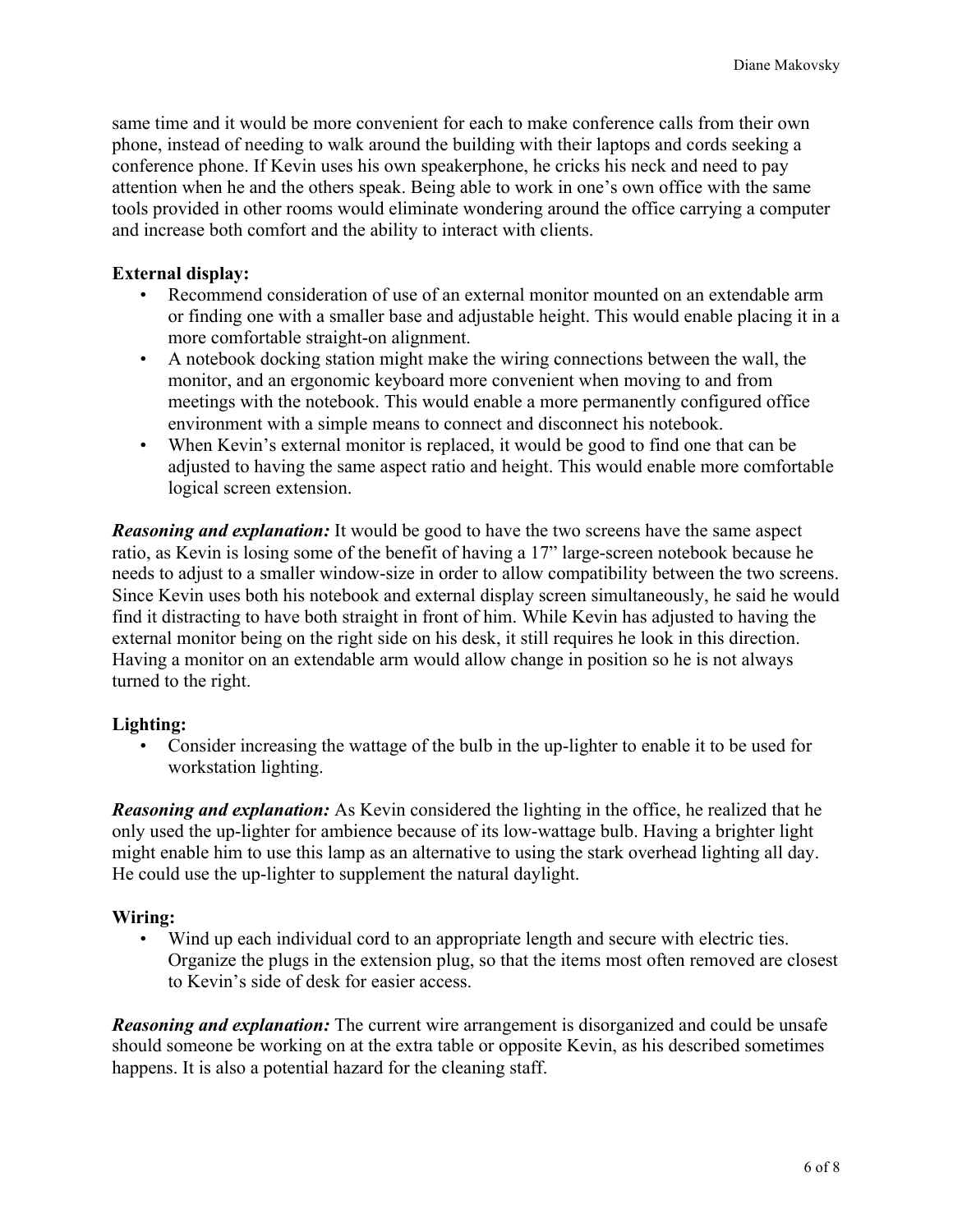same time and it would be more convenient for each to make conference calls from their own phone, instead of needing to walk around the building with their laptops and cords seeking a conference phone. If Kevin uses his own speakerphone, he cricks his neck and need to pay attention when he and the others speak. Being able to work in one's own office with the same tools provided in other rooms would eliminate wondering around the office carrying a computer and increase both comfort and the ability to interact with clients.

**External display:**

- Recommend consideration of use of an external monitor mounted on an extendable arm or finding one with a smaller base and adjustable height. This would enable placing it in a more comfortable straight-on alignment.
- A notebook docking station might make the wiring connections between the wall, the monitor, and an ergonomic keyboard more convenient when moving to and from meetings with the notebook. This would enable a more permanently configured office environment with a simple means to connect and disconnect his notebook.
- When Kevin's external monitor is replaced, it would be good to find one that can be adjusted to having the same aspect ratio and height. This would enable more comfortable logical screen extension.

***Reasoning and explanation:*** It would be good to have the two screens have the same aspect ratio, as Kevin is losing some of the benefit of having a 17" large-screen notebook because he needs to adjust to a smaller window-size in order to allow compatibility between the two screens. Since Kevin uses both his notebook and external display screen simultaneously, he said he would find it distracting to have both straight in front of him. While Kevin has adjusted to having the external monitor being on the right side on his desk, it still requires he look in this direction. Having a monitor on an extendable arm would allow change in position so he is not always turned to the right.

**Lighting:**

- Consider increasing the wattage of the bulb in the up-lighter to enable it to be used for workstation lighting.

***Reasoning and explanation:*** As Kevin considered the lighting in the office, he realized that he only used the up-lighter for ambience because of its low-wattage bulb. Having a brighter light might enable him to use this lamp as an alternative to using the stark overhead lighting all day. He could use the up-lighter to supplement the natural daylight.

**Wiring:**

- Wind up each individual cord to an appropriate length and secure with electric ties. Organize the plugs in the extension plug, so that the items most often removed are closest to Kevin's side of desk for easier access.

***Reasoning and explanation:*** The current wire arrangement is disorganized and could be unsafe should someone be working on at the extra table or opposite Kevin, as his described sometimes happens. It is also a potential hazard for the cleaning staff.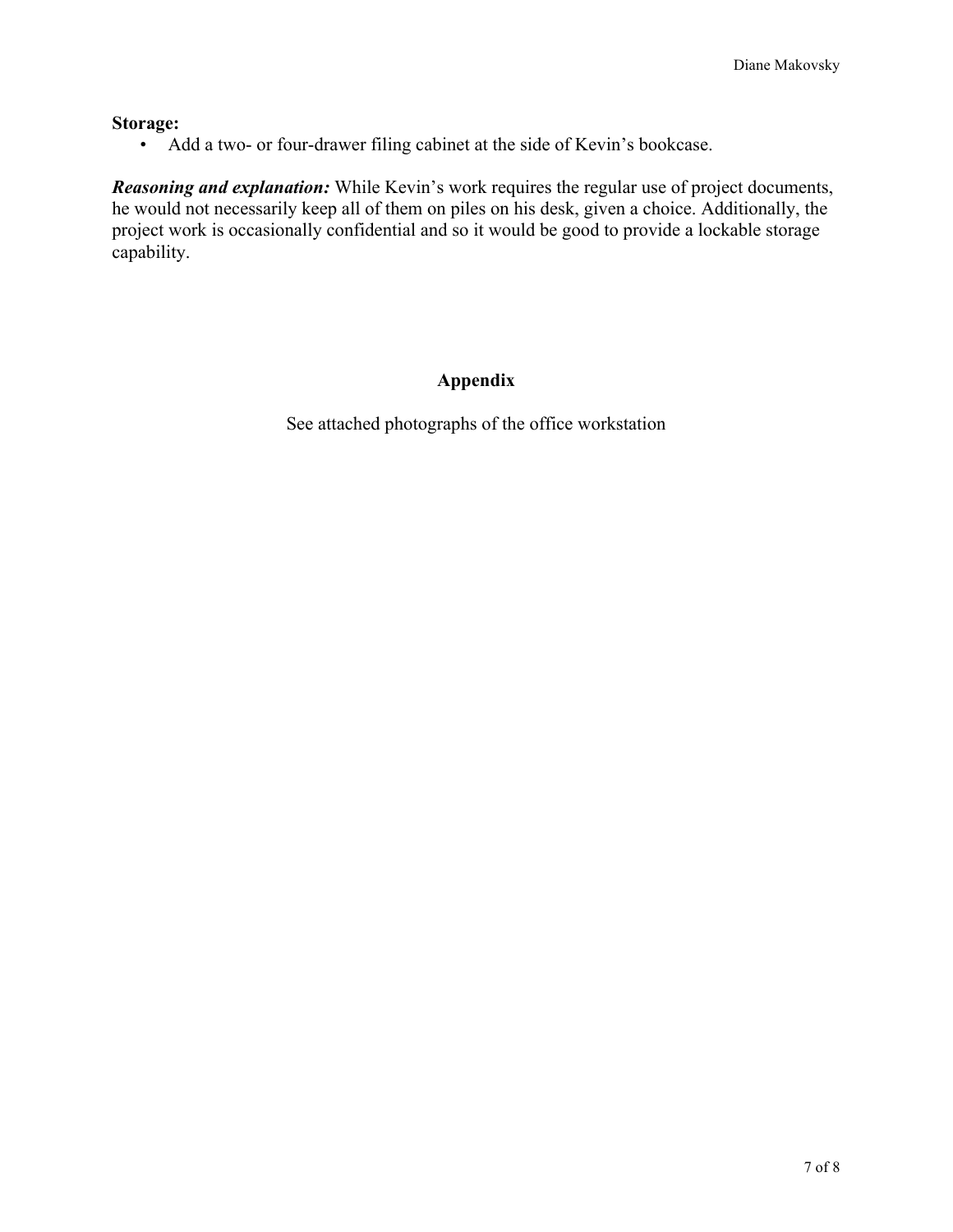**Storage:**

- Add a two- or four-drawer filing cabinet at the side of Kevin's bookcase.

***Reasoning and explanation:*** While Kevin's work requires the regular use of project documents, he would not necessarily keep all of them on piles on his desk, given a choice. Additionally, the project work is occasionally confidential and so it would be good to provide a lockable storage capability.

## Appendix

See attached photographs of the office workstation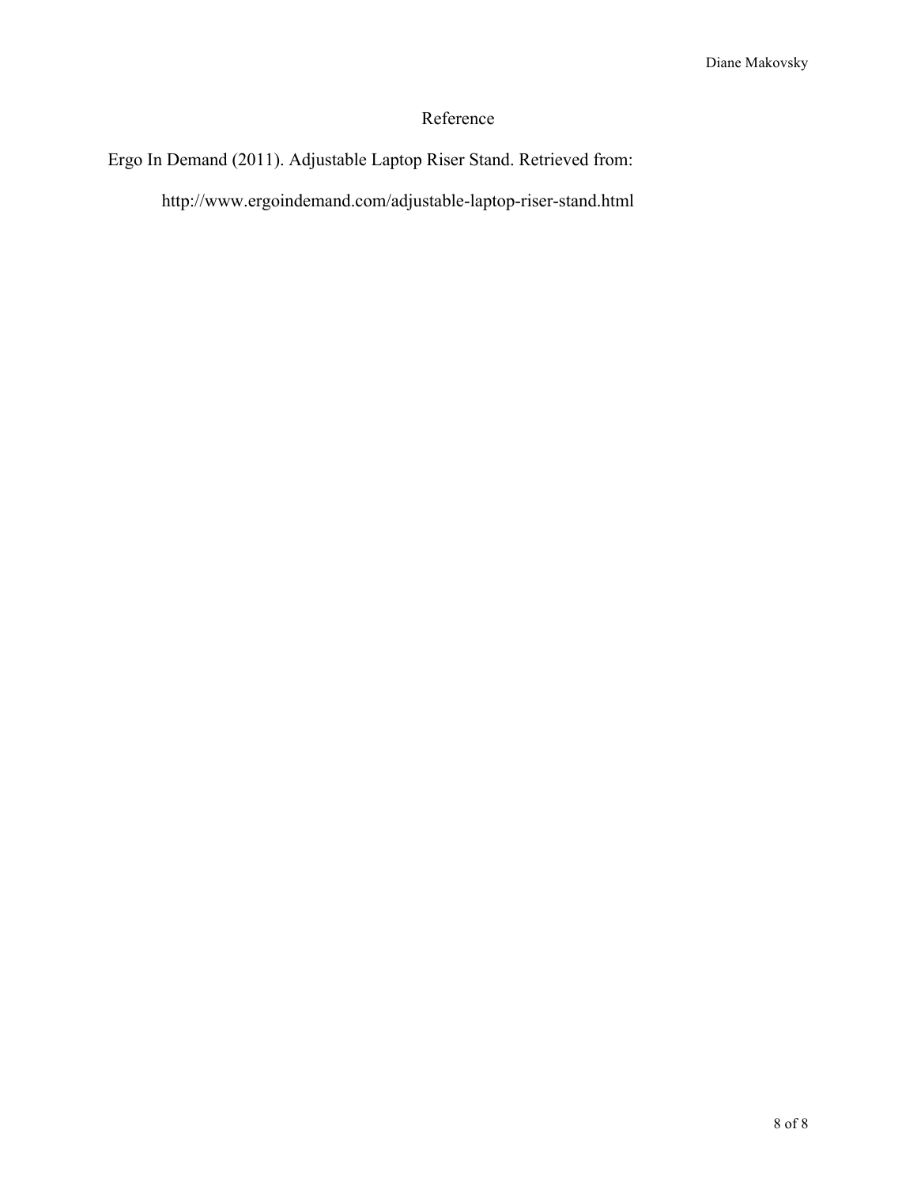# Reference

Ergo In Demand (2011). Adjustable Laptop Riser Stand. Retrieved from:

http://www.ergoindemand.com/adjustable-laptop-riser-stand.html